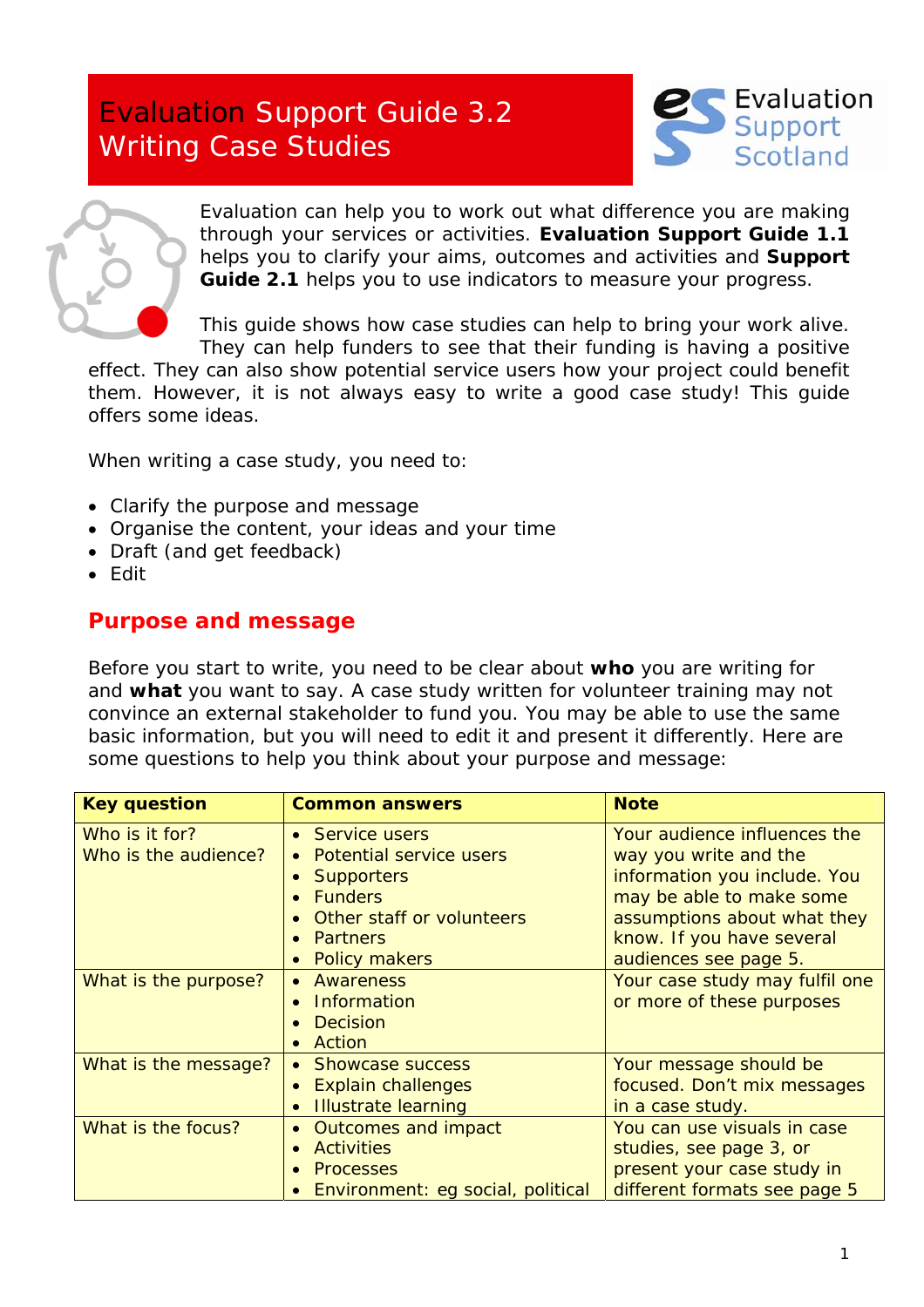# Evaluation Support Guide 3.2
# Writing Case Studies

Evaluation Support Scotland

Evaluation can help you to work out what difference you are making through your services or activities. **Evaluation Support Guide 1.1** helps you to clarify your aims, outcomes and activities and **Support Guide 2.1** helps you to use indicators to measure your progress.

This guide shows how case studies can help to bring your work alive. They can help funders to see that their funding is having a positive effect. They can also show potential service users how your project could benefit them. However, it is not always easy to write a good case study! This guide offers some ideas.

When writing a case study, you need to:

- Clarify the purpose and message
- Organise the content, your ideas and your time
- Draft (and get feedback)
- Edit

## Purpose and message

Before you start to write, you need to be clear about **who** you are writing for and **what** you want to say. A case study written for volunteer training may not convince an external stakeholder to fund you. You may be able to use the same basic information, but you will need to edit it and present it differently. Here are some questions to help you think about your purpose and message:

| Key question | Common answers | Note |
|---|---|---|
| Who is it for?<br>Who is the audience? | • Service users<br>• Potential service users<br>• Supporters<br>• Funders<br>• Other staff or volunteers<br>• Partners<br>• Policy makers | Your audience influences the way you write and the information you include. You may be able to make some assumptions about what they know. If you have several audiences see page 5. |
| What is the purpose? | • Awareness<br>• Information<br>• Decision<br>• Action | Your case study may fulfil one or more of these purposes |
| What is the message? | • Showcase success<br>• Explain challenges<br>• Illustrate learning | Your message should be focused. Don't mix messages in a case study. |
| What is the focus? | • Outcomes and impact<br>• Activities<br>• Processes<br>• Environment: eg social, political | You can use visuals in case studies, see page 3, or present your case study in different formats see page 5 |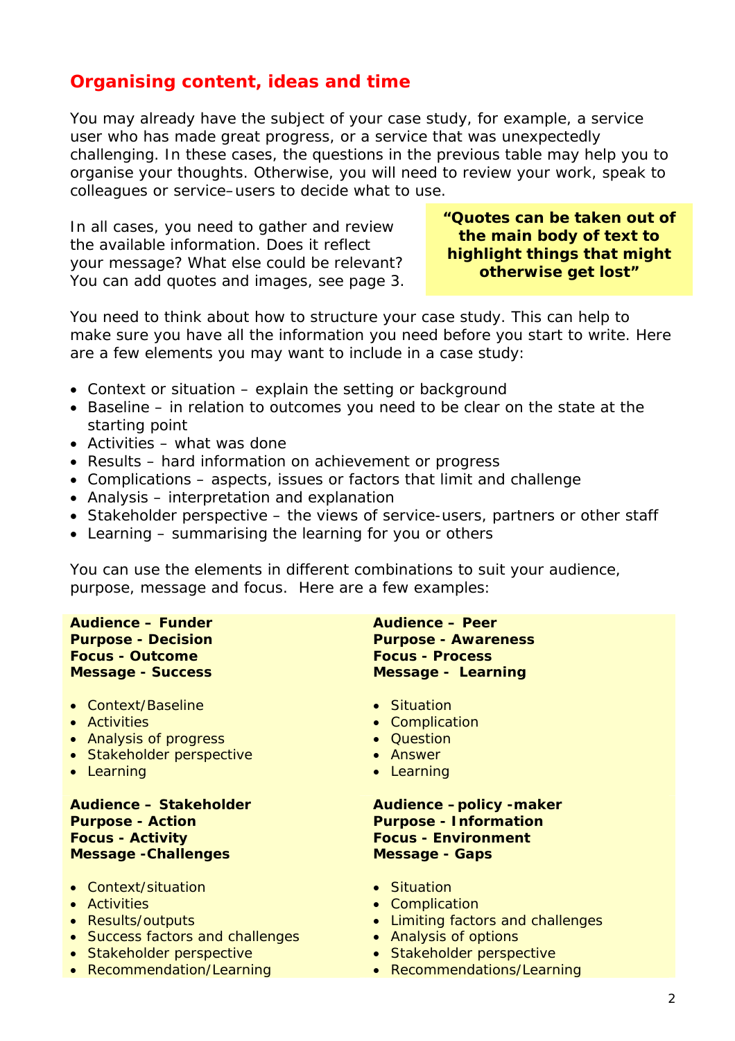## Organising content, ideas and time

You may already have the subject of your case study, for example, a service user who has made great progress, or a service that was unexpectedly challenging. In these cases, the questions in the previous table may help you to organise your thoughts. Otherwise, you will need to review your work, speak to colleagues or service–users to decide what to use.

In all cases, you need to gather and review the available information. Does it reflect your message? What else could be relevant? You can add quotes and images, see page 3.

> **"Quotes can be taken out of the main body of text to highlight things that might otherwise get lost"**

You need to think about how to structure your case study. This can help to make sure you have all the information you need before you start to write. Here are a few elements you may want to include in a case study:

- Context or situation – explain the setting or background
- Baseline – in relation to outcomes you need to be clear on the state at the starting point
- Activities – what was done
- Results – hard information on achievement or progress
- Complications – aspects, issues or factors that limit and challenge
- Analysis – interpretation and explanation
- Stakeholder perspective – the views of service-users, partners or other staff
- Learning – summarising the learning for you or others

You can use the elements in different combinations to suit your audience, purpose, message and focus. Here are a few examples:

**Audience – Funder**
**Purpose - Decision**
**Focus - Outcome**
**Message - Success**

- Context/Baseline
- Activities
- Analysis of progress
- Stakeholder perspective
- Learning

**Audience – Peer**
**Purpose - Awareness**
**Focus - Process**
**Message - Learning**

- Situation
- Complication
- Question
- Answer
- Learning

**Audience – Stakeholder**
**Purpose - Action**
**Focus - Activity**
**Message -Challenges**

- Context/situation
- Activities
- Results/outputs
- Success factors and challenges
- Stakeholder perspective
- Recommendation/Learning

**Audience –policy -maker**
**Purpose - Information**
**Focus - Environment**
**Message - Gaps**

- Situation
- Complication
- Limiting factors and challenges
- Analysis of options
- Stakeholder perspective
- Recommendations/Learning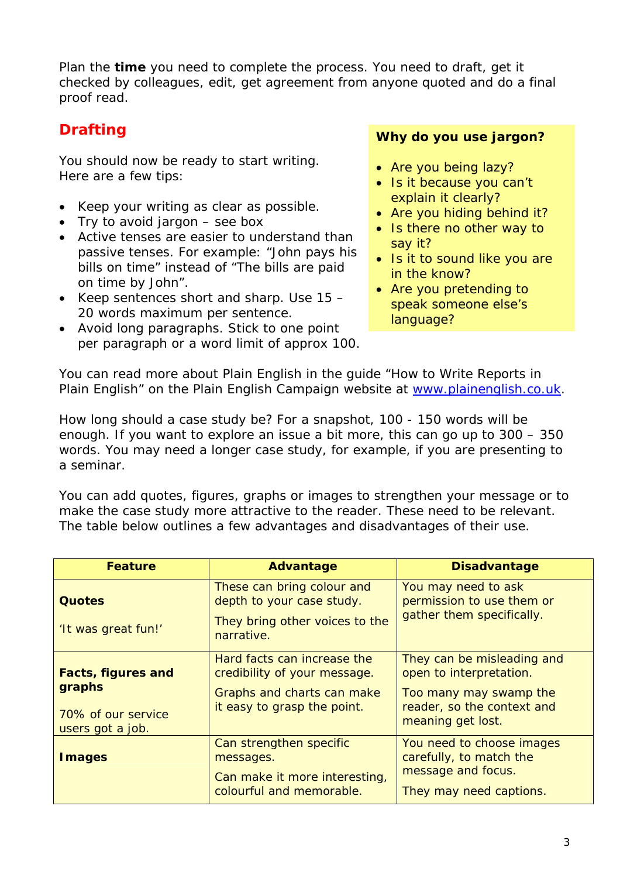Plan the **time** you need to complete the process. You need to draft, get it checked by colleagues, edit, get agreement from anyone quoted and do a final proof read.

## Drafting

You should now be ready to start writing. Here are a few tips:

- Keep your writing as clear as possible.
- Try to avoid jargon – see box
- Active tenses are easier to understand than passive tenses. For example: "John pays his bills on time" instead of "The bills are paid on time by John".
- Keep sentences short and sharp. Use 15 – 20 words maximum per sentence.
- Avoid long paragraphs. Stick to one point per paragraph or a word limit of approx 100.

**Why do you use jargon?**

- Are you being lazy?
- Is it because you can't explain it clearly?
- Are you hiding behind it?
- Is there no other way to say it?
- Is it to sound like you are in the know?
- Are you pretending to speak someone else's language?

You can read more about Plain English in the guide "How to Write Reports in Plain English" on the Plain English Campaign website at www.plainenglish.co.uk.

How long should a case study be? For a snapshot, 100 - 150 words will be enough. If you want to explore an issue a bit more, this can go up to 300 – 350 words. You may need a longer case study, for example, if you are presenting to a seminar.

You can add quotes, figures, graphs or images to strengthen your message or to make the case study more attractive to the reader. These need to be relevant. The table below outlines a few advantages and disadvantages of their use.

| Feature | Advantage | Disadvantage |
|---|---|---|
| **Quotes**<br><br>'It was great fun!' | These can bring colour and depth to your case study.<br><br>They bring other voices to the narrative. | You may need to ask permission to use them or gather them specifically. |
| **Facts, figures and graphs**<br><br>70% of our service users got a job. | Hard facts can increase the credibility of your message.<br><br>Graphs and charts can make it easy to grasp the point. | They can be misleading and open to interpretation.<br><br>Too many may swamp the reader, so the context and meaning get lost. |
| **Images** | Can strengthen specific messages.<br><br>Can make it more interesting, colourful and memorable. | You need to choose images carefully, to match the message and focus.<br><br>They may need captions. |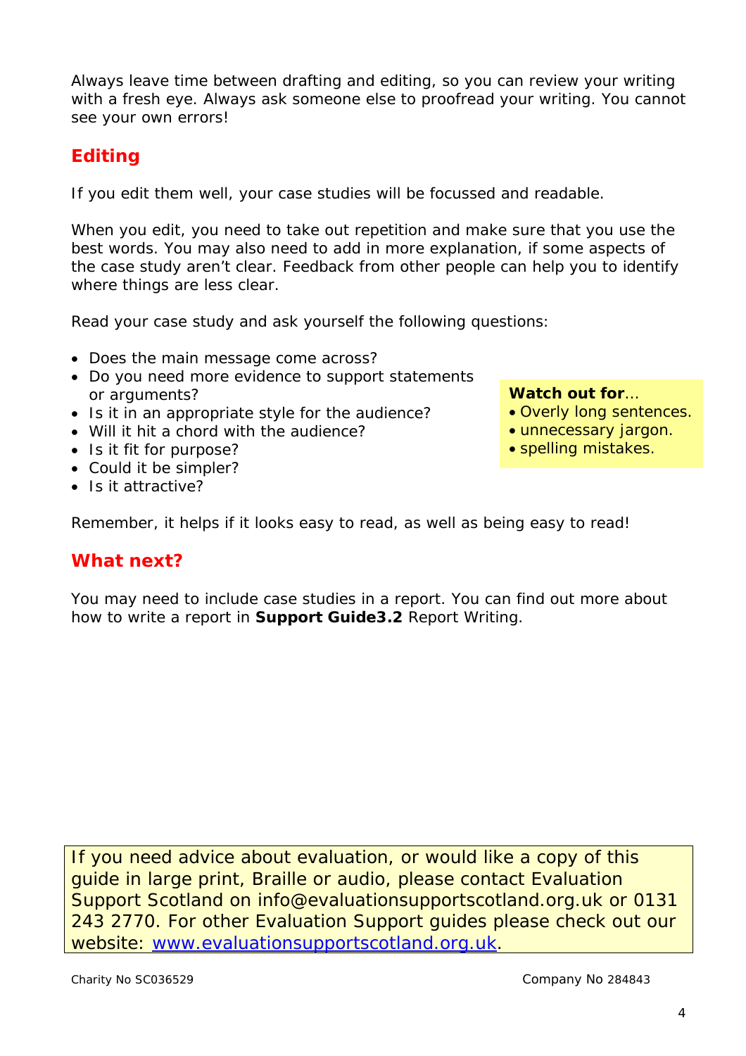Always leave time between drafting and editing, so you can review your writing with a fresh eye. Always ask someone else to proofread your writing. You cannot see your own errors!

## Editing

If you edit them well, your case studies will be focussed and readable.

When you edit, you need to take out repetition and make sure that you use the best words. You may also need to add in more explanation, if some aspects of the case study aren't clear. Feedback from other people can help you to identify where things are less clear.

Read your case study and ask yourself the following questions:

- Does the main message come across?
- Do you need more evidence to support statements or arguments?
- Is it in an appropriate style for the audience?
- Will it hit a chord with the audience?
- Is it fit for purpose?
- Could it be simpler?
- Is it attractive?

**Watch out for**…
- Overly long sentences.
- unnecessary jargon.
- spelling mistakes.

Remember, it helps if it looks easy to read, as well as being easy to read!

## What next?

You may need to include case studies in a report. You can find out more about how to write a report in **Support Guide3.2** Report Writing.

If you need advice about evaluation, or would like a copy of this guide in large print, Braille or audio, please contact Evaluation Support Scotland on info@evaluationsupportscotland.org.uk or 0131 243 2770. For other Evaluation Support guides please check out our website: [www.evaluationsupportscotland.org.uk](http://www.evaluationsupportscotland.org.uk).

Charity No SC036529 Company No 284843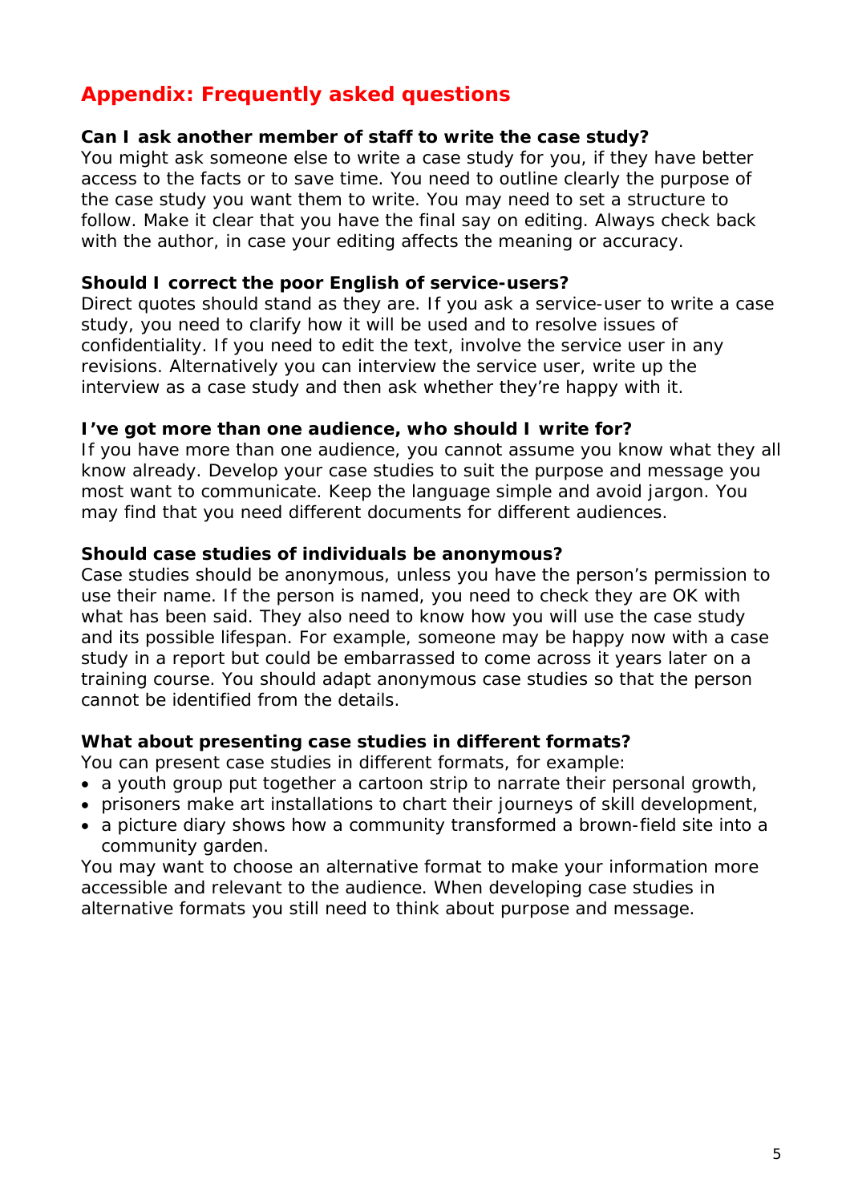## Appendix: Frequently asked questions

**Can I ask another member of staff to write the case study?**
You might ask someone else to write a case study for you, if they have better access to the facts or to save time. You need to outline clearly the purpose of the case study you want them to write. You may need to set a structure to follow. Make it clear that you have the final say on editing. Always check back with the author, in case your editing affects the meaning or accuracy.

**Should I correct the poor English of service-users?**
Direct quotes should stand as they are. If you ask a service-user to write a case study, you need to clarify how it will be used and to resolve issues of confidentiality. If you need to edit the text, involve the service user in any revisions. Alternatively you can interview the service user, write up the interview as a case study and then ask whether they're happy with it.

**I've got more than one audience, who should I write for?**
If you have more than one audience, you cannot assume you know what they all know already. Develop your case studies to suit the purpose and message you most want to communicate. Keep the language simple and avoid jargon. You may find that you need different documents for different audiences.

**Should case studies of individuals be anonymous?**
Case studies should be anonymous, unless you have the person's permission to use their name. If the person is named, you need to check they are OK with what has been said. They also need to know how you will use the case study and its possible lifespan. For example, someone may be happy now with a case study in a report but could be embarrassed to come across it years later on a training course. You should adapt anonymous case studies so that the person cannot be identified from the details.

**What about presenting case studies in different formats?**
You can present case studies in different formats, for example:

- a youth group put together a cartoon strip to narrate their personal growth,
- prisoners make art installations to chart their journeys of skill development,
- a picture diary shows how a community transformed a brown-field site into a community garden.

You may want to choose an alternative format to make your information more accessible and relevant to the audience. When developing case studies in alternative formats you still need to think about purpose and message.